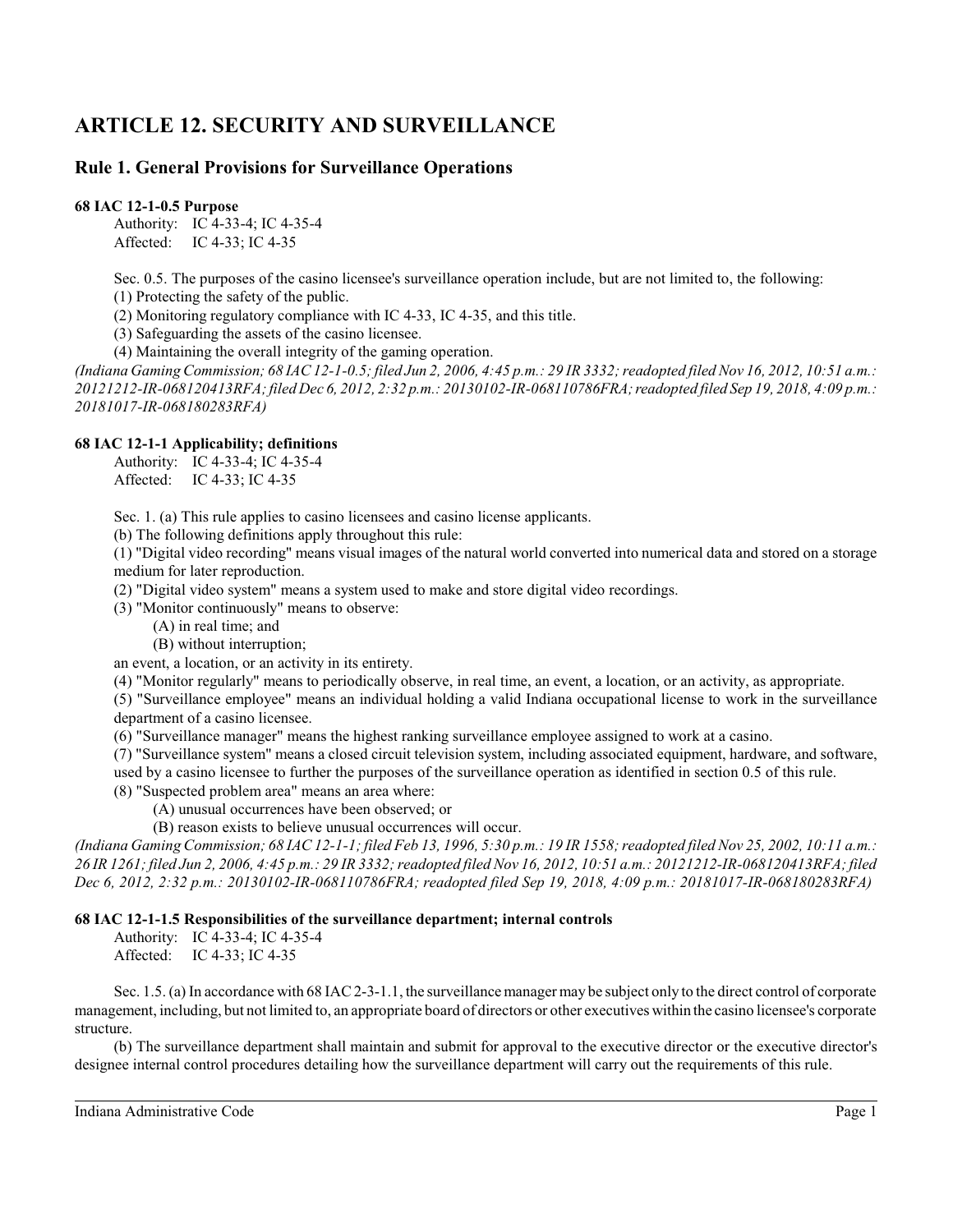# ARTICLE 12. SECURITY AND SURVEILLANCE

## Rule 1. General Provisions for Surveillance Operations

### 68 IAC 12-1-0.5 Purpose

Authority: IC 4-33-4; IC 4-35-4
Affected: IC 4-33; IC 4-35

Sec. 0.5. The purposes of the casino licensee's surveillance operation include, but are not limited to, the following:
(1) Protecting the safety of the public.
(2) Monitoring regulatory compliance with IC 4-33, IC 4-35, and this title.
(3) Safeguarding the assets of the casino licensee.
(4) Maintaining the overall integrity of the gaming operation.
*(Indiana Gaming Commission; 68 IAC 12-1-0.5; filed Jun 2, 2006, 4:45 p.m.: 29 IR 3332; readopted filed Nov 16, 2012, 10:51 a.m.: 20121212-IR-068120413RFA; filed Dec 6, 2012, 2:32 p.m.: 20130102-IR-068110786FRA; readopted filed Sep 19, 2018, 4:09 p.m.: 20181017-IR-068180283RFA)*

### 68 IAC 12-1-1 Applicability; definitions

Authority: IC 4-33-4; IC 4-35-4
Affected: IC 4-33; IC 4-35

Sec. 1. (a) This rule applies to casino licensees and casino license applicants.
(b) The following definitions apply throughout this rule:
(1) "Digital video recording" means visual images of the natural world converted into numerical data and stored on a storage medium for later reproduction.
(2) "Digital video system" means a system used to make and store digital video recordings.
(3) "Monitor continuously" means to observe:
(A) in real time; and
(B) without interruption;
an event, a location, or an activity in its entirety.
(4) "Monitor regularly" means to periodically observe, in real time, an event, a location, or an activity, as appropriate.
(5) "Surveillance employee" means an individual holding a valid Indiana occupational license to work in the surveillance department of a casino licensee.
(6) "Surveillance manager" means the highest ranking surveillance employee assigned to work at a casino.
(7) "Surveillance system" means a closed circuit television system, including associated equipment, hardware, and software, used by a casino licensee to further the purposes of the surveillance operation as identified in section 0.5 of this rule.
(8) "Suspected problem area" means an area where:
(A) unusual occurrences have been observed; or
(B) reason exists to believe unusual occurrences will occur.
*(Indiana Gaming Commission; 68 IAC 12-1-1; filed Feb 13, 1996, 5:30 p.m.: 19 IR 1558; readopted filed Nov 25, 2002, 10:11 a.m.: 26 IR 1261; filed Jun 2, 2006, 4:45 p.m.: 29 IR 3332; readopted filed Nov 16, 2012, 10:51 a.m.: 20121212-IR-068120413RFA; filed Dec 6, 2012, 2:32 p.m.: 20130102-IR-068110786FRA; readopted filed Sep 19, 2018, 4:09 p.m.: 20181017-IR-068180283RFA)*

### 68 IAC 12-1-1.5 Responsibilities of the surveillance department; internal controls

Authority: IC 4-33-4; IC 4-35-4
Affected: IC 4-33; IC 4-35

Sec. 1.5. (a) In accordance with 68 IAC 2-3-1.1, the surveillance manager may be subject only to the direct control of corporate management, including, but not limited to, an appropriate board of directors or other executives within the casino licensee's corporate structure.

(b) The surveillance department shall maintain and submit for approval to the executive director or the executive director's designee internal control procedures detailing how the surveillance department will carry out the requirements of this rule.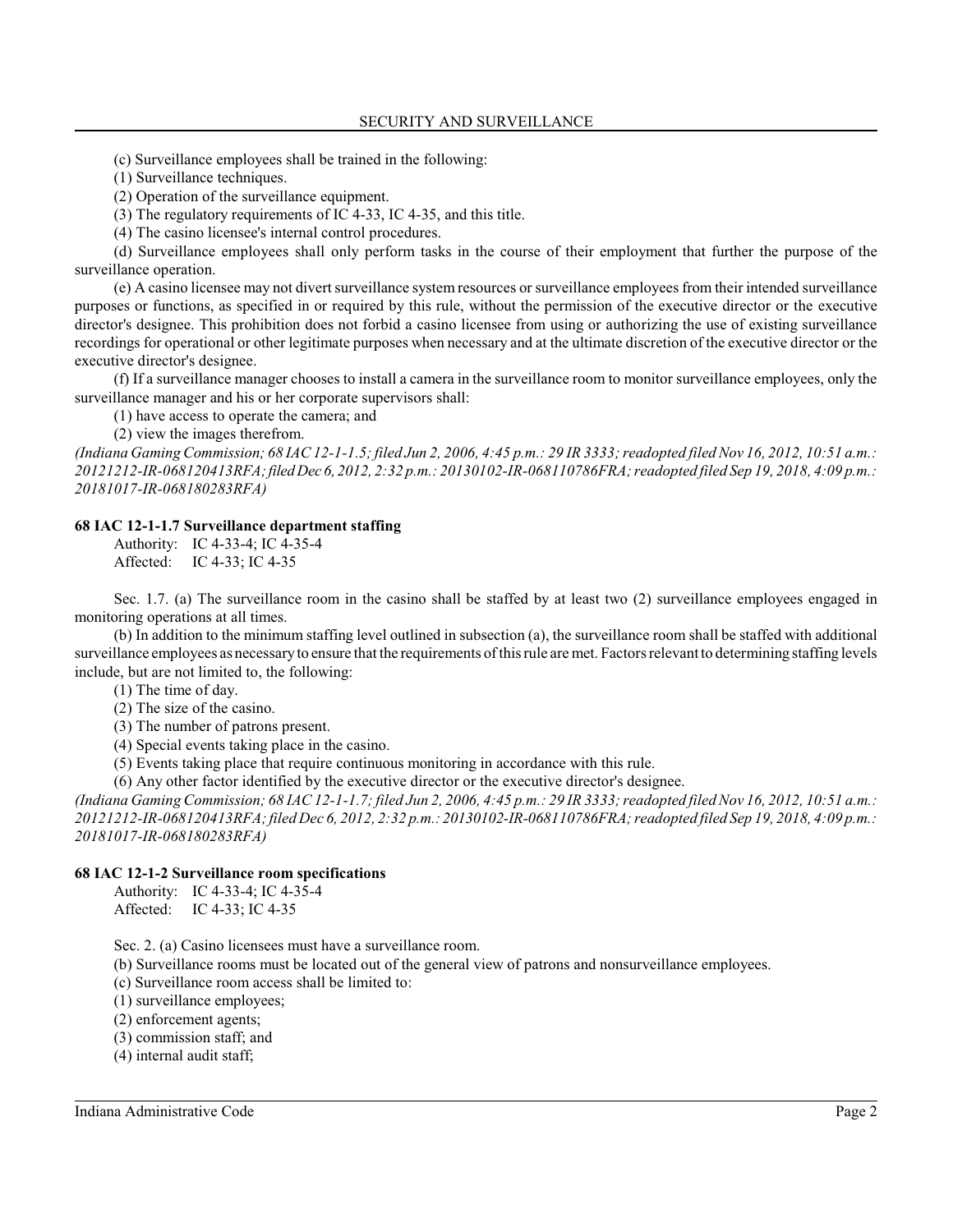(c) Surveillance employees shall be trained in the following:

(1) Surveillance techniques.

(2) Operation of the surveillance equipment.

(3) The regulatory requirements of IC 4-33, IC 4-35, and this title.

(4) The casino licensee's internal control procedures.

(d) Surveillance employees shall only perform tasks in the course of their employment that further the purpose of the surveillance operation.

(e) A casino licensee may not divert surveillance system resources or surveillance employees from their intended surveillance purposes or functions, as specified in or required by this rule, without the permission of the executive director or the executive director's designee. This prohibition does not forbid a casino licensee from using or authorizing the use of existing surveillance recordings for operational or other legitimate purposes when necessary and at the ultimate discretion of the executive director or the executive director's designee.

(f) If a surveillance manager chooses to install a camera in the surveillance room to monitor surveillance employees, only the surveillance manager and his or her corporate supervisors shall:

(1) have access to operate the camera; and

(2) view the images therefrom.

*(Indiana Gaming Commission; 68 IAC 12-1-1.5; filed Jun 2, 2006, 4:45 p.m.: 29 IR 3333; readopted filed Nov 16, 2012, 10:51 a.m.: 20121212-IR-068120413RFA; filed Dec 6, 2012, 2:32 p.m.: 20130102-IR-068110786FRA; readopted filed Sep 19, 2018, 4:09 p.m.: 20181017-IR-068180283RFA)*

### 68 IAC 12-1-1.7 Surveillance department staffing

Authority: IC 4-33-4; IC 4-35-4
Affected: IC 4-33; IC 4-35

Sec. 1.7. (a) The surveillance room in the casino shall be staffed by at least two (2) surveillance employees engaged in monitoring operations at all times.

(b) In addition to the minimum staffing level outlined in subsection (a), the surveillance room shall be staffed with additional surveillance employees as necessary to ensure that the requirements of this rule are met. Factors relevant to determining staffing levels include, but are not limited to, the following:

(1) The time of day.

(2) The size of the casino.

(3) The number of patrons present.

(4) Special events taking place in the casino.

(5) Events taking place that require continuous monitoring in accordance with this rule.

(6) Any other factor identified by the executive director or the executive director's designee.

*(Indiana Gaming Commission; 68 IAC 12-1-1.7; filed Jun 2, 2006, 4:45 p.m.: 29 IR 3333; readopted filed Nov 16, 2012, 10:51 a.m.: 20121212-IR-068120413RFA; filed Dec 6, 2012, 2:32 p.m.: 20130102-IR-068110786FRA; readopted filed Sep 19, 2018, 4:09 p.m.: 20181017-IR-068180283RFA)*

### 68 IAC 12-1-2 Surveillance room specifications

Authority: IC 4-33-4; IC 4-35-4
Affected: IC 4-33; IC 4-35

Sec. 2. (a) Casino licensees must have a surveillance room.

(b) Surveillance rooms must be located out of the general view of patrons and nonsurveillance employees.

(c) Surveillance room access shall be limited to:

(1) surveillance employees;

(2) enforcement agents;

(3) commission staff; and

(4) internal audit staff;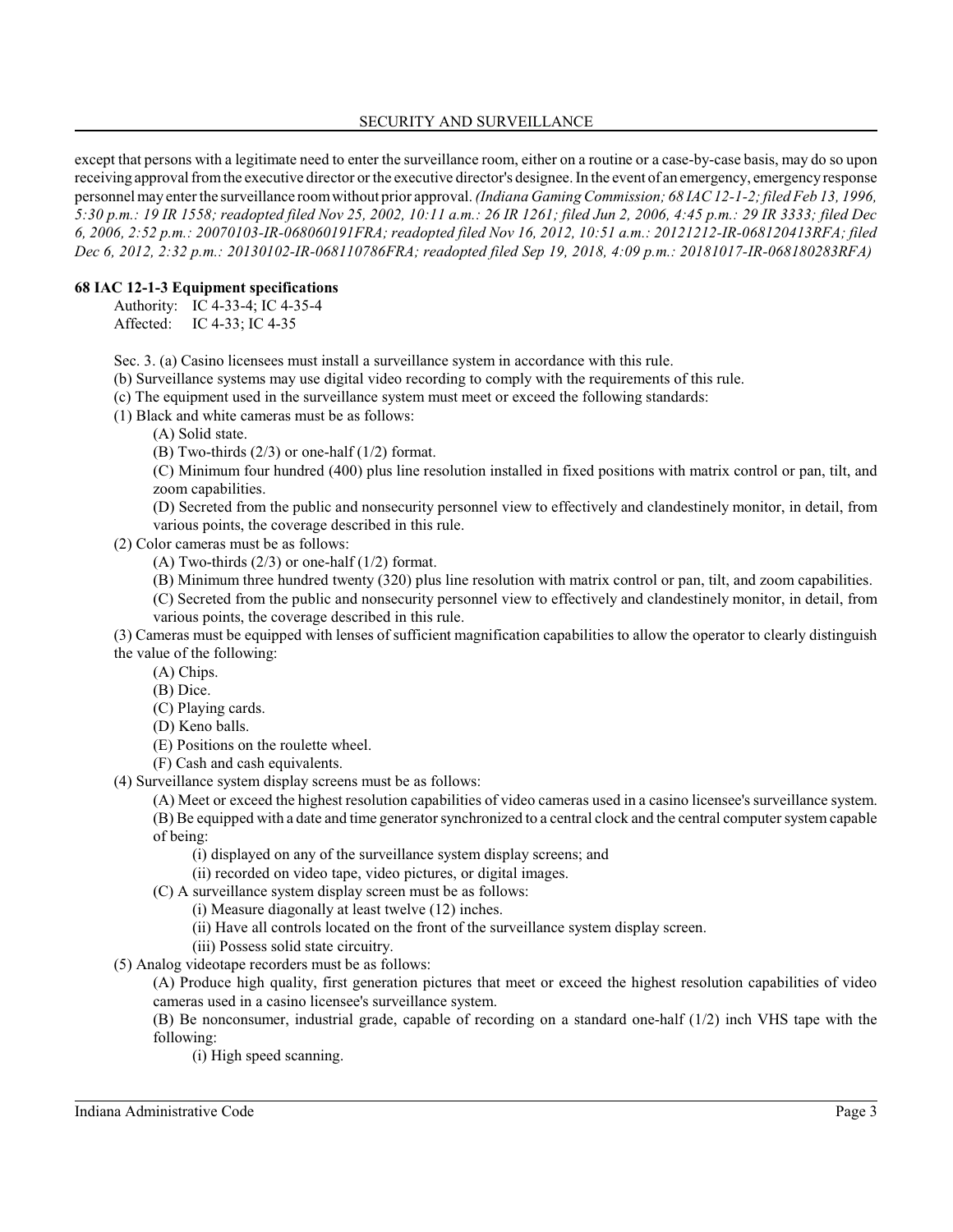except that persons with a legitimate need to enter the surveillance room, either on a routine or a case-by-case basis, may do so upon receiving approval from the executive director or the executive director's designee. In the event of an emergency, emergency response personnel may enter the surveillance room without prior approval. *(Indiana Gaming Commission; 68 IAC 12-1-2; filed Feb 13, 1996, 5:30 p.m.: 19 IR 1558; readopted filed Nov 25, 2002, 10:11 a.m.: 26 IR 1261; filed Jun 2, 2006, 4:45 p.m.: 29 IR 3333; filed Dec 6, 2006, 2:52 p.m.: 20070103-IR-068060191FRA; readopted filed Nov 16, 2012, 10:51 a.m.: 20121212-IR-068120413RFA; filed Dec 6, 2012, 2:32 p.m.: 20130102-IR-068110786FRA; readopted filed Sep 19, 2018, 4:09 p.m.: 20181017-IR-068180283RFA)*

**68 IAC 12-1-3 Equipment specifications**

Authority: IC 4-33-4; IC 4-35-4
Affected: IC 4-33; IC 4-35

Sec. 3. (a) Casino licensees must install a surveillance system in accordance with this rule.

(b) Surveillance systems may use digital video recording to comply with the requirements of this rule.

(c) The equipment used in the surveillance system must meet or exceed the following standards:

(1) Black and white cameras must be as follows:

(A) Solid state.

(B) Two-thirds (2/3) or one-half (1/2) format.

(C) Minimum four hundred (400) plus line resolution installed in fixed positions with matrix control or pan, tilt, and zoom capabilities.

(D) Secreted from the public and nonsecurity personnel view to effectively and clandestinely monitor, in detail, from various points, the coverage described in this rule.

(2) Color cameras must be as follows:

(A) Two-thirds (2/3) or one-half (1/2) format.

(B) Minimum three hundred twenty (320) plus line resolution with matrix control or pan, tilt, and zoom capabilities.

(C) Secreted from the public and nonsecurity personnel view to effectively and clandestinely monitor, in detail, from various points, the coverage described in this rule.

(3) Cameras must be equipped with lenses of sufficient magnification capabilities to allow the operator to clearly distinguish the value of the following:

(A) Chips.

(B) Dice.

(C) Playing cards.

(D) Keno balls.

(E) Positions on the roulette wheel.

(F) Cash and cash equivalents.

(4) Surveillance system display screens must be as follows:

(A) Meet or exceed the highest resolution capabilities of video cameras used in a casino licensee's surveillance system.

(B) Be equipped with a date and time generator synchronized to a central clock and the central computer system capable of being:

(i) displayed on any of the surveillance system display screens; and

(ii) recorded on video tape, video pictures, or digital images.

(C) A surveillance system display screen must be as follows:

(i) Measure diagonally at least twelve (12) inches.

(ii) Have all controls located on the front of the surveillance system display screen.

(iii) Possess solid state circuitry.

(5) Analog videotape recorders must be as follows:

(A) Produce high quality, first generation pictures that meet or exceed the highest resolution capabilities of video cameras used in a casino licensee's surveillance system.

(B) Be nonconsumer, industrial grade, capable of recording on a standard one-half (1/2) inch VHS tape with the following:

(i) High speed scanning.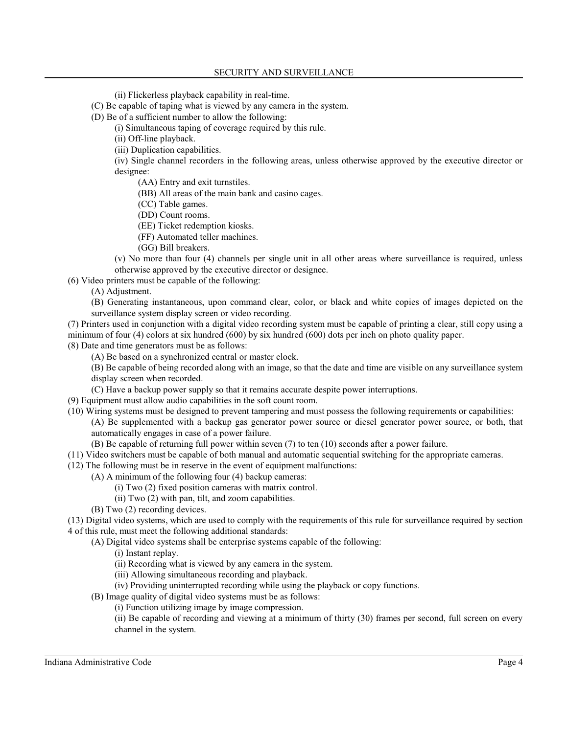(ii) Flickerless playback capability in real-time.

(C) Be capable of taping what is viewed by any camera in the system.

(D) Be of a sufficient number to allow the following:

(i) Simultaneous taping of coverage required by this rule.

(ii) Off-line playback.

(iii) Duplication capabilities.

(iv) Single channel recorders in the following areas, unless otherwise approved by the executive director or designee:

(AA) Entry and exit turnstiles.

(BB) All areas of the main bank and casino cages.

(CC) Table games.

(DD) Count rooms.

(EE) Ticket redemption kiosks.

(FF) Automated teller machines.

(GG) Bill breakers.

(v) No more than four (4) channels per single unit in all other areas where surveillance is required, unless otherwise approved by the executive director or designee.

(6) Video printers must be capable of the following:

(A) Adjustment.

(B) Generating instantaneous, upon command clear, color, or black and white copies of images depicted on the surveillance system display screen or video recording.

(7) Printers used in conjunction with a digital video recording system must be capable of printing a clear, still copy using a minimum of four (4) colors at six hundred (600) by six hundred (600) dots per inch on photo quality paper.

(8) Date and time generators must be as follows:

(A) Be based on a synchronized central or master clock.

(B) Be capable of being recorded along with an image, so that the date and time are visible on any surveillance system display screen when recorded.

(C) Have a backup power supply so that it remains accurate despite power interruptions.

(9) Equipment must allow audio capabilities in the soft count room.

(10) Wiring systems must be designed to prevent tampering and must possess the following requirements or capabilities:

(A) Be supplemented with a backup gas generator power source or diesel generator power source, or both, that automatically engages in case of a power failure.

(B) Be capable of returning full power within seven (7) to ten (10) seconds after a power failure.

(11) Video switchers must be capable of both manual and automatic sequential switching for the appropriate cameras.

(12) The following must be in reserve in the event of equipment malfunctions:

(A) A minimum of the following four (4) backup cameras:

(i) Two (2) fixed position cameras with matrix control.

(ii) Two (2) with pan, tilt, and zoom capabilities.

(B) Two (2) recording devices.

(13) Digital video systems, which are used to comply with the requirements of this rule for surveillance required by section 4 of this rule, must meet the following additional standards:

(A) Digital video systems shall be enterprise systems capable of the following:

(i) Instant replay.

(ii) Recording what is viewed by any camera in the system.

(iii) Allowing simultaneous recording and playback.

(iv) Providing uninterrupted recording while using the playback or copy functions.

(B) Image quality of digital video systems must be as follows:

(i) Function utilizing image by image compression.

(ii) Be capable of recording and viewing at a minimum of thirty (30) frames per second, full screen on every channel in the system.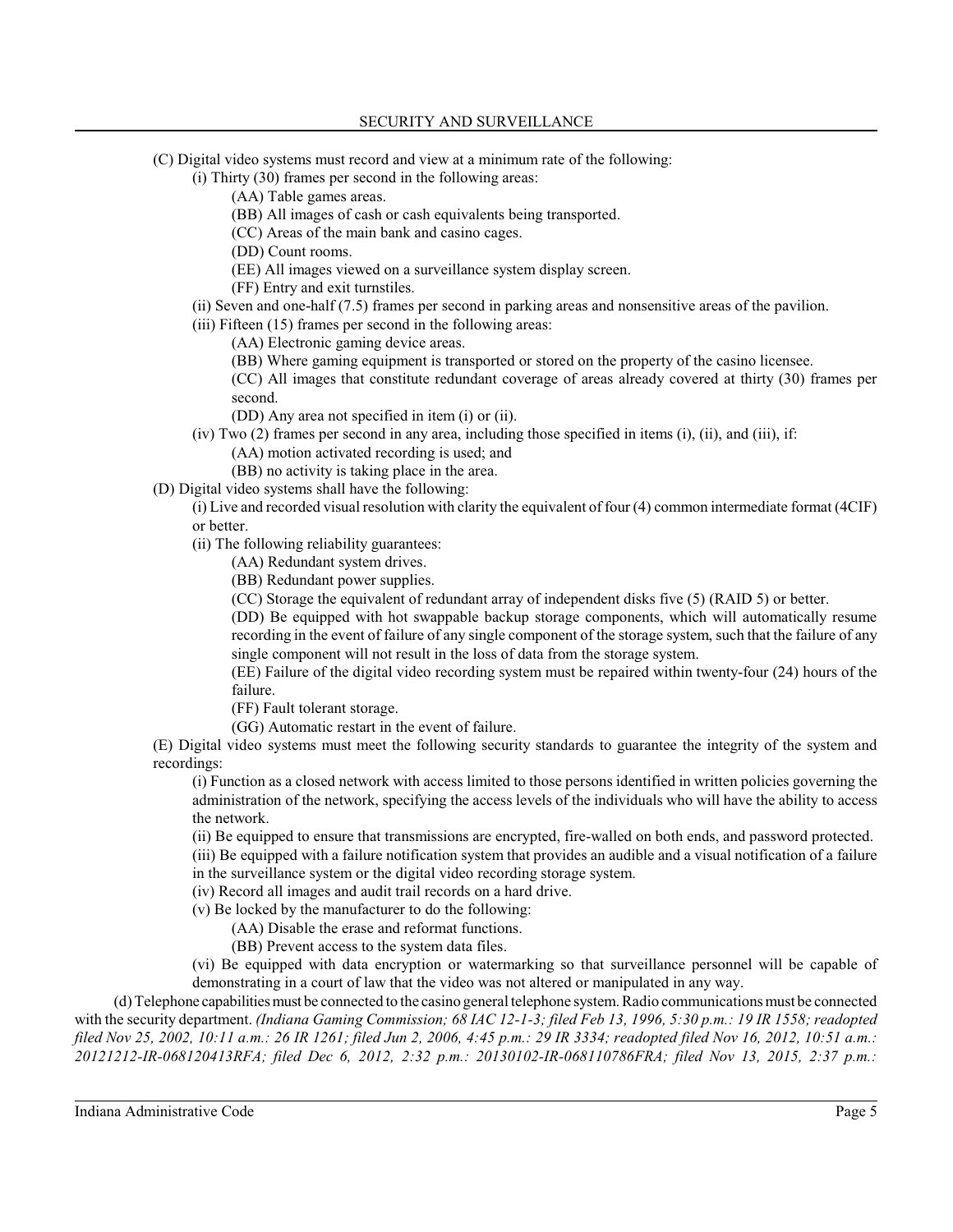(C) Digital video systems must record and view at a minimum rate of the following:

(i) Thirty (30) frames per second in the following areas:

(AA) Table games areas.

(BB) All images of cash or cash equivalents being transported.

(CC) Areas of the main bank and casino cages.

(DD) Count rooms.

(EE) All images viewed on a surveillance system display screen.

(FF) Entry and exit turnstiles.

(ii) Seven and one-half (7.5) frames per second in parking areas and nonsensitive areas of the pavilion.

(iii) Fifteen (15) frames per second in the following areas:

(AA) Electronic gaming device areas.

(BB) Where gaming equipment is transported or stored on the property of the casino licensee.

(CC) All images that constitute redundant coverage of areas already covered at thirty (30) frames per second.

(DD) Any area not specified in item (i) or (ii).

(iv) Two (2) frames per second in any area, including those specified in items (i), (ii), and (iii), if:

(AA) motion activated recording is used; and

(BB) no activity is taking place in the area.

(D) Digital video systems shall have the following:

(i) Live and recorded visual resolution with clarity the equivalent of four (4) common intermediate format (4CIF) or better.

(ii) The following reliability guarantees:

(AA) Redundant system drives.

(BB) Redundant power supplies.

(CC) Storage the equivalent of redundant array of independent disks five (5) (RAID 5) or better.

(DD) Be equipped with hot swappable backup storage components, which will automatically resume recording in the event of failure of any single component of the storage system, such that the failure of any single component will not result in the loss of data from the storage system.

(EE) Failure of the digital video recording system must be repaired within twenty-four (24) hours of the failure.

(FF) Fault tolerant storage.

(GG) Automatic restart in the event of failure.

(E) Digital video systems must meet the following security standards to guarantee the integrity of the system and recordings:

(i) Function as a closed network with access limited to those persons identified in written policies governing the administration of the network, specifying the access levels of the individuals who will have the ability to access the network.

(ii) Be equipped to ensure that transmissions are encrypted, fire-walled on both ends, and password protected.

(iii) Be equipped with a failure notification system that provides an audible and a visual notification of a failure in the surveillance system or the digital video recording storage system.

(iv) Record all images and audit trail records on a hard drive.

(v) Be locked by the manufacturer to do the following:

(AA) Disable the erase and reformat functions.

(BB) Prevent access to the system data files.

(vi) Be equipped with data encryption or watermarking so that surveillance personnel will be capable of demonstrating in a court of law that the video was not altered or manipulated in any way.

(d) Telephone capabilities must be connected to the casino general telephone system. Radio communications must be connected with the security department. *(Indiana Gaming Commission; 68 IAC 12-1-3; filed Feb 13, 1996, 5:30 p.m.: 19 IR 1558; readopted filed Nov 25, 2002, 10:11 a.m.: 26 IR 1261; filed Jun 2, 2006, 4:45 p.m.: 29 IR 3334; readopted filed Nov 16, 2012, 10:51 a.m.: 20121212-IR-068120413RFA; filed Dec 6, 2012, 2:32 p.m.: 20130102-IR-068110786FRA; filed Nov 13, 2015, 2:37 p.m.:*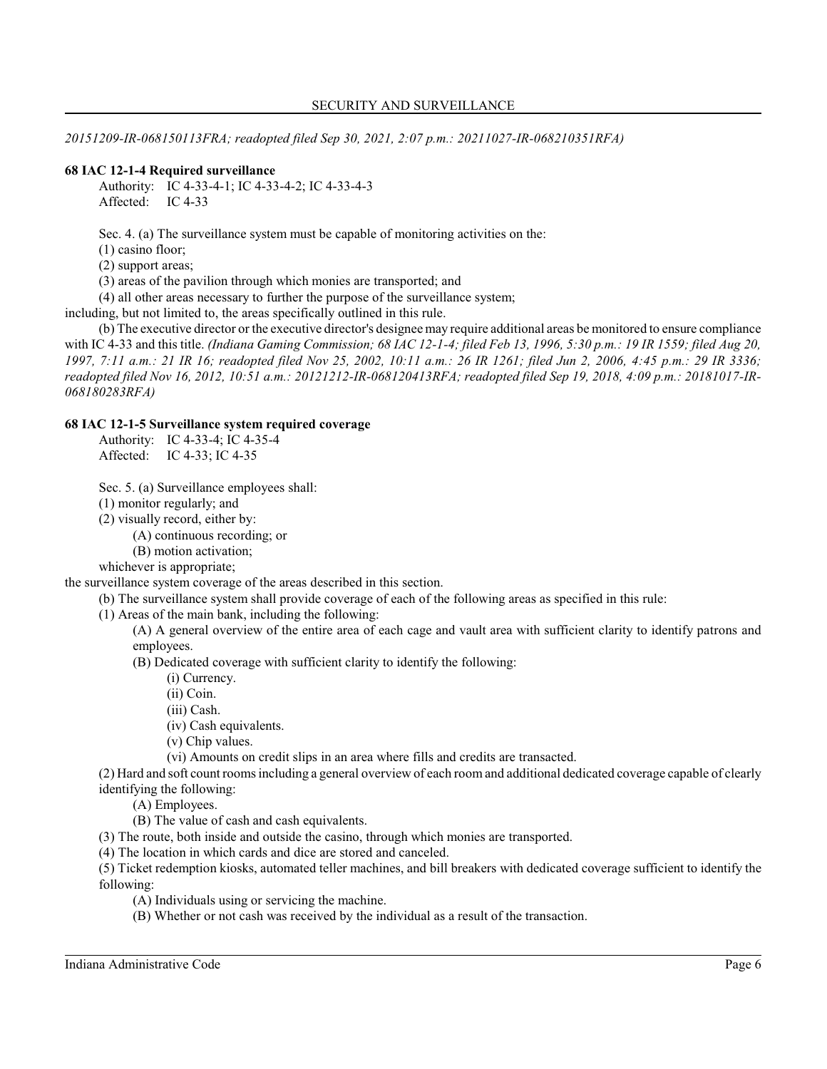*20151209-IR-068150113FRA; readopted filed Sep 30, 2021, 2:07 p.m.: 20211027-IR-068210351RFA)*

**68 IAC 12-1-4 Required surveillance**

Authority: IC 4-33-4-1; IC 4-33-4-2; IC 4-33-4-3
Affected: IC 4-33

Sec. 4. (a) The surveillance system must be capable of monitoring activities on the:

(1) casino floor;

(2) support areas;

(3) areas of the pavilion through which monies are transported; and

(4) all other areas necessary to further the purpose of the surveillance system;

including, but not limited to, the areas specifically outlined in this rule.

(b) The executive director or the executive director's designee may require additional areas be monitored to ensure compliance with IC 4-33 and this title. *(Indiana Gaming Commission; 68 IAC 12-1-4; filed Feb 13, 1996, 5:30 p.m.: 19 IR 1559; filed Aug 20, 1997, 7:11 a.m.: 21 IR 16; readopted filed Nov 25, 2002, 10:11 a.m.: 26 IR 1261; filed Jun 2, 2006, 4:45 p.m.: 29 IR 3336; readopted filed Nov 16, 2012, 10:51 a.m.: 20121212-IR-068120413RFA; readopted filed Sep 19, 2018, 4:09 p.m.: 20181017-IR-068180283RFA)*

**68 IAC 12-1-5 Surveillance system required coverage**

Authority: IC 4-33-4; IC 4-35-4
Affected: IC 4-33; IC 4-35

Sec. 5. (a) Surveillance employees shall:

(1) monitor regularly; and

(2) visually record, either by:

(A) continuous recording; or

(B) motion activation;

whichever is appropriate;

the surveillance system coverage of the areas described in this section.

(b) The surveillance system shall provide coverage of each of the following areas as specified in this rule:

(1) Areas of the main bank, including the following:

(A) A general overview of the entire area of each cage and vault area with sufficient clarity to identify patrons and employees.

(B) Dedicated coverage with sufficient clarity to identify the following:

(i) Currency.

(ii) Coin.

(iii) Cash.

(iv) Cash equivalents.

(v) Chip values.

(vi) Amounts on credit slips in an area where fills and credits are transacted.

(2) Hard and soft count rooms including a general overview of each room and additional dedicated coverage capable of clearly identifying the following:

(A) Employees.

(B) The value of cash and cash equivalents.

(3) The route, both inside and outside the casino, through which monies are transported.

(4) The location in which cards and dice are stored and canceled.

(5) Ticket redemption kiosks, automated teller machines, and bill breakers with dedicated coverage sufficient to identify the following:

(A) Individuals using or servicing the machine.

(B) Whether or not cash was received by the individual as a result of the transaction.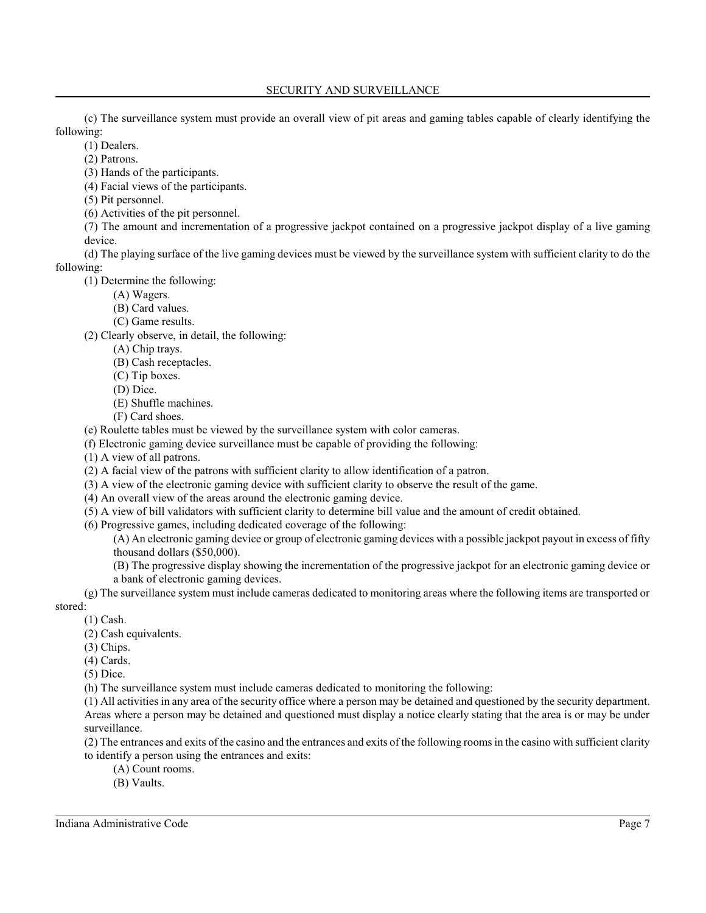(c) The surveillance system must provide an overall view of pit areas and gaming tables capable of clearly identifying the following:

(1) Dealers.

(2) Patrons.

(3) Hands of the participants.

(4) Facial views of the participants.

(5) Pit personnel.

(6) Activities of the pit personnel.

(7) The amount and incrementation of a progressive jackpot contained on a progressive jackpot display of a live gaming device.

(d) The playing surface of the live gaming devices must be viewed by the surveillance system with sufficient clarity to do the following:

(1) Determine the following:

(A) Wagers.

(B) Card values.

(C) Game results.

(2) Clearly observe, in detail, the following:

(A) Chip trays.

(B) Cash receptacles.

(C) Tip boxes.

(D) Dice.

(E) Shuffle machines.

(F) Card shoes.

(e) Roulette tables must be viewed by the surveillance system with color cameras.

(f) Electronic gaming device surveillance must be capable of providing the following:

(1) A view of all patrons.

(2) A facial view of the patrons with sufficient clarity to allow identification of a patron.

(3) A view of the electronic gaming device with sufficient clarity to observe the result of the game.

(4) An overall view of the areas around the electronic gaming device.

(5) A view of bill validators with sufficient clarity to determine bill value and the amount of credit obtained.

(6) Progressive games, including dedicated coverage of the following:

(A) An electronic gaming device or group of electronic gaming devices with a possible jackpot payout in excess of fifty thousand dollars ($50,000).

(B) The progressive display showing the incrementation of the progressive jackpot for an electronic gaming device or a bank of electronic gaming devices.

(g) The surveillance system must include cameras dedicated to monitoring areas where the following items are transported or stored:

(1) Cash.

(2) Cash equivalents.

(3) Chips.

(4) Cards.

(5) Dice.

(h) The surveillance system must include cameras dedicated to monitoring the following:

(1) All activities in any area of the security office where a person may be detained and questioned by the security department. Areas where a person may be detained and questioned must display a notice clearly stating that the area is or may be under surveillance.

(2) The entrances and exits of the casino and the entrances and exits of the following rooms in the casino with sufficient clarity to identify a person using the entrances and exits:

(A) Count rooms.

(B) Vaults.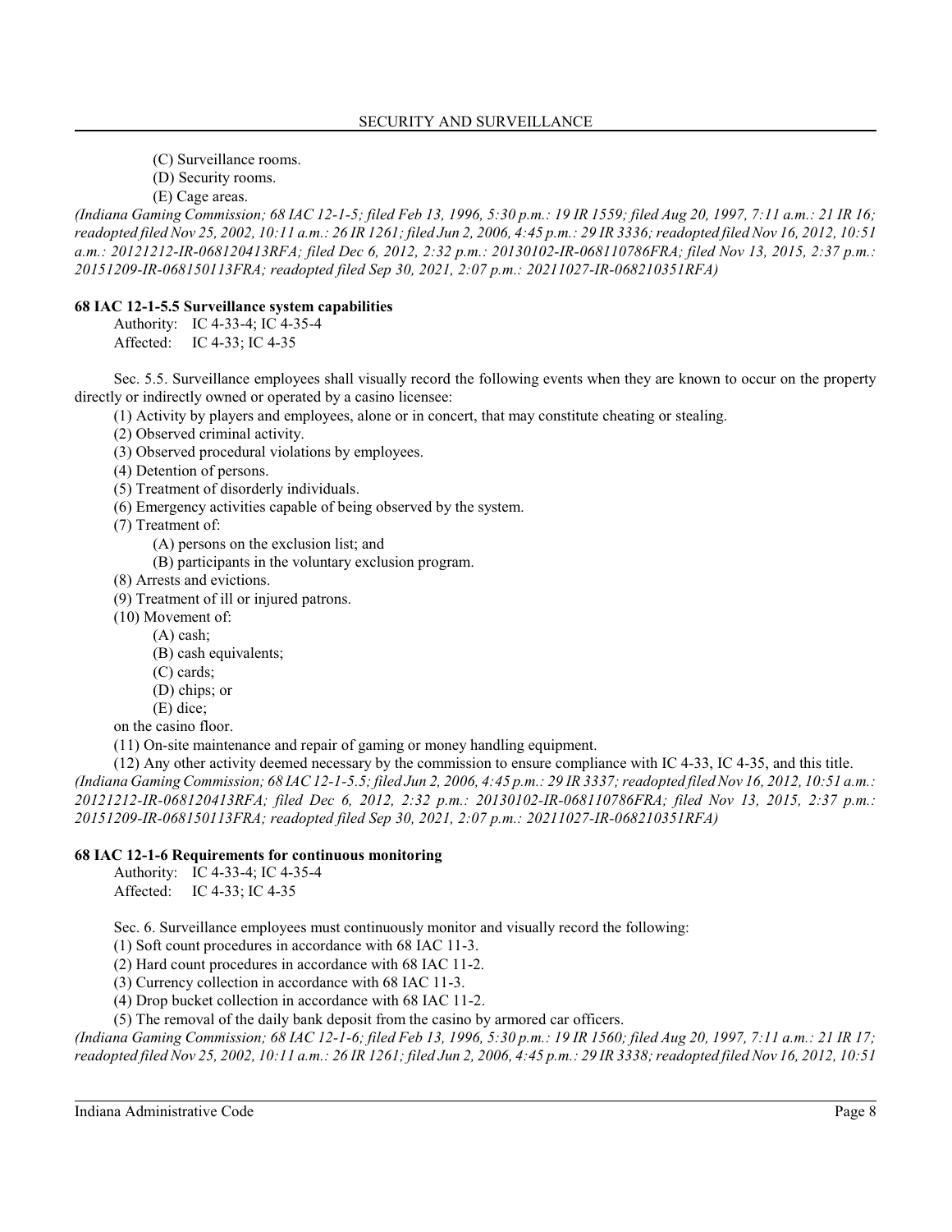(C) Surveillance rooms.

(D) Security rooms.

(E) Cage areas.

*(Indiana Gaming Commission; 68 IAC 12-1-5; filed Feb 13, 1996, 5:30 p.m.: 19 IR 1559; filed Aug 20, 1997, 7:11 a.m.: 21 IR 16; readopted filed Nov 25, 2002, 10:11 a.m.: 26 IR 1261; filed Jun 2, 2006, 4:45 p.m.: 29 IR 3336; readopted filed Nov 16, 2012, 10:51 a.m.: 20121212-IR-068120413RFA; filed Dec 6, 2012, 2:32 p.m.: 20130102-IR-068110786FRA; filed Nov 13, 2015, 2:37 p.m.: 20151209-IR-068150113FRA; readopted filed Sep 30, 2021, 2:07 p.m.: 20211027-IR-068210351RFA)*

**68 IAC 12-1-5.5 Surveillance system capabilities**

Authority: IC 4-33-4; IC 4-35-4
Affected: IC 4-33; IC 4-35

Sec. 5.5. Surveillance employees shall visually record the following events when they are known to occur on the property directly or indirectly owned or operated by a casino licensee:

(1) Activity by players and employees, alone or in concert, that may constitute cheating or stealing.

(2) Observed criminal activity.

(3) Observed procedural violations by employees.

(4) Detention of persons.

(5) Treatment of disorderly individuals.

(6) Emergency activities capable of being observed by the system.

(7) Treatment of:

(A) persons on the exclusion list; and

(B) participants in the voluntary exclusion program.

(8) Arrests and evictions.

(9) Treatment of ill or injured patrons.

(10) Movement of:

(A) cash;

(B) cash equivalents;

(C) cards;

(D) chips; or

(E) dice;

on the casino floor.

(11) On-site maintenance and repair of gaming or money handling equipment.

(12) Any other activity deemed necessary by the commission to ensure compliance with IC 4-33, IC 4-35, and this title.

*(Indiana Gaming Commission; 68 IAC 12-1-5.5; filed Jun 2, 2006, 4:45 p.m.: 29 IR 3337; readopted filed Nov 16, 2012, 10:51 a.m.: 20121212-IR-068120413RFA; filed Dec 6, 2012, 2:32 p.m.: 20130102-IR-068110786FRA; filed Nov 13, 2015, 2:37 p.m.: 20151209-IR-068150113FRA; readopted filed Sep 30, 2021, 2:07 p.m.: 20211027-IR-068210351RFA)*

**68 IAC 12-1-6 Requirements for continuous monitoring**

Authority: IC 4-33-4; IC 4-35-4
Affected: IC 4-33; IC 4-35

Sec. 6. Surveillance employees must continuously monitor and visually record the following:

(1) Soft count procedures in accordance with 68 IAC 11-3.

(2) Hard count procedures in accordance with 68 IAC 11-2.

(3) Currency collection in accordance with 68 IAC 11-3.

(4) Drop bucket collection in accordance with 68 IAC 11-2.

(5) The removal of the daily bank deposit from the casino by armored car officers.

*(Indiana Gaming Commission; 68 IAC 12-1-6; filed Feb 13, 1996, 5:30 p.m.: 19 IR 1560; filed Aug 20, 1997, 7:11 a.m.: 21 IR 17; readopted filed Nov 25, 2002, 10:11 a.m.: 26 IR 1261; filed Jun 2, 2006, 4:45 p.m.: 29 IR 3338; readopted filed Nov 16, 2012, 10:51*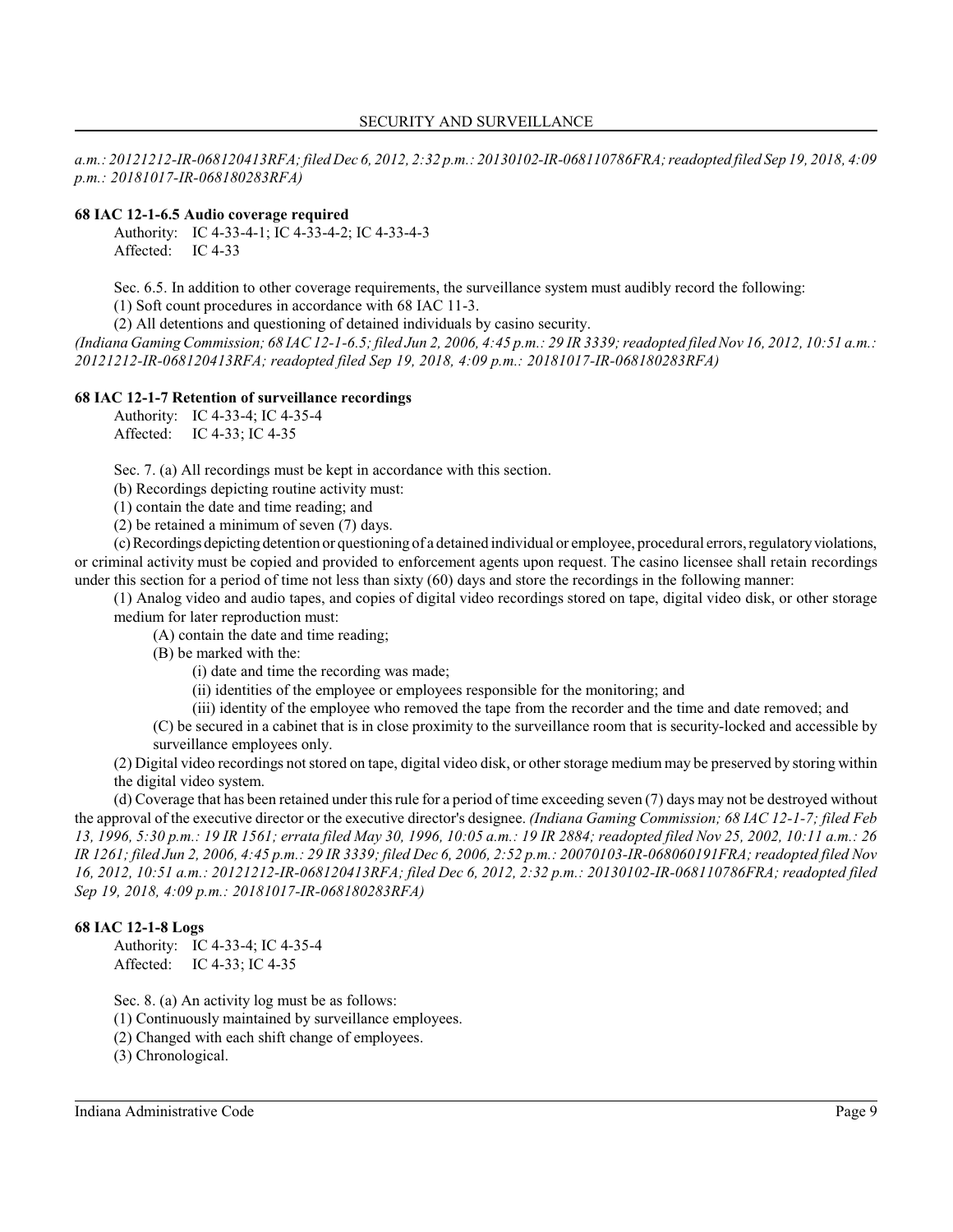*a.m.: 20121212-IR-068120413RFA; filed Dec 6, 2012, 2:32 p.m.: 20130102-IR-068110786FRA; readopted filed Sep 19, 2018, 4:09 p.m.: 20181017-IR-068180283RFA)*

**68 IAC 12-1-6.5 Audio coverage required**

Authority: IC 4-33-4-1; IC 4-33-4-2; IC 4-33-4-3
Affected: IC 4-33

Sec. 6.5. In addition to other coverage requirements, the surveillance system must audibly record the following:

(1) Soft count procedures in accordance with 68 IAC 11-3.

(2) All detentions and questioning of detained individuals by casino security.

*(Indiana Gaming Commission; 68 IAC 12-1-6.5; filed Jun 2, 2006, 4:45 p.m.: 29 IR 3339; readopted filed Nov 16, 2012, 10:51 a.m.: 20121212-IR-068120413RFA; readopted filed Sep 19, 2018, 4:09 p.m.: 20181017-IR-068180283RFA)*

**68 IAC 12-1-7 Retention of surveillance recordings**

Authority: IC 4-33-4; IC 4-35-4
Affected: IC 4-33; IC 4-35

Sec. 7. (a) All recordings must be kept in accordance with this section.

(b) Recordings depicting routine activity must:

(1) contain the date and time reading; and

(2) be retained a minimum of seven (7) days.

(c) Recordings depicting detention or questioning of a detained individual or employee, procedural errors, regulatory violations, or criminal activity must be copied and provided to enforcement agents upon request. The casino licensee shall retain recordings under this section for a period of time not less than sixty (60) days and store the recordings in the following manner:

(1) Analog video and audio tapes, and copies of digital video recordings stored on tape, digital video disk, or other storage medium for later reproduction must:

(A) contain the date and time reading;

(B) be marked with the:

(i) date and time the recording was made;

(ii) identities of the employee or employees responsible for the monitoring; and

(iii) identity of the employee who removed the tape from the recorder and the time and date removed; and

(C) be secured in a cabinet that is in close proximity to the surveillance room that is security-locked and accessible by surveillance employees only.

(2) Digital video recordings not stored on tape, digital video disk, or other storage medium may be preserved by storing within the digital video system.

(d) Coverage that has been retained under this rule for a period of time exceeding seven (7) days may not be destroyed without the approval of the executive director or the executive director's designee. *(Indiana Gaming Commission; 68 IAC 12-1-7; filed Feb 13, 1996, 5:30 p.m.: 19 IR 1561; errata filed May 30, 1996, 10:05 a.m.: 19 IR 2884; readopted filed Nov 25, 2002, 10:11 a.m.: 26 IR 1261; filed Jun 2, 2006, 4:45 p.m.: 29 IR 3339; filed Dec 6, 2006, 2:52 p.m.: 20070103-IR-068060191FRA; readopted filed Nov 16, 2012, 10:51 a.m.: 20121212-IR-068120413RFA; filed Dec 6, 2012, 2:32 p.m.: 20130102-IR-068110786FRA; readopted filed Sep 19, 2018, 4:09 p.m.: 20181017-IR-068180283RFA)*

**68 IAC 12-1-8 Logs**

Authority: IC 4-33-4; IC 4-35-4
Affected: IC 4-33; IC 4-35

Sec. 8. (a) An activity log must be as follows:

(1) Continuously maintained by surveillance employees.

(2) Changed with each shift change of employees.

(3) Chronological.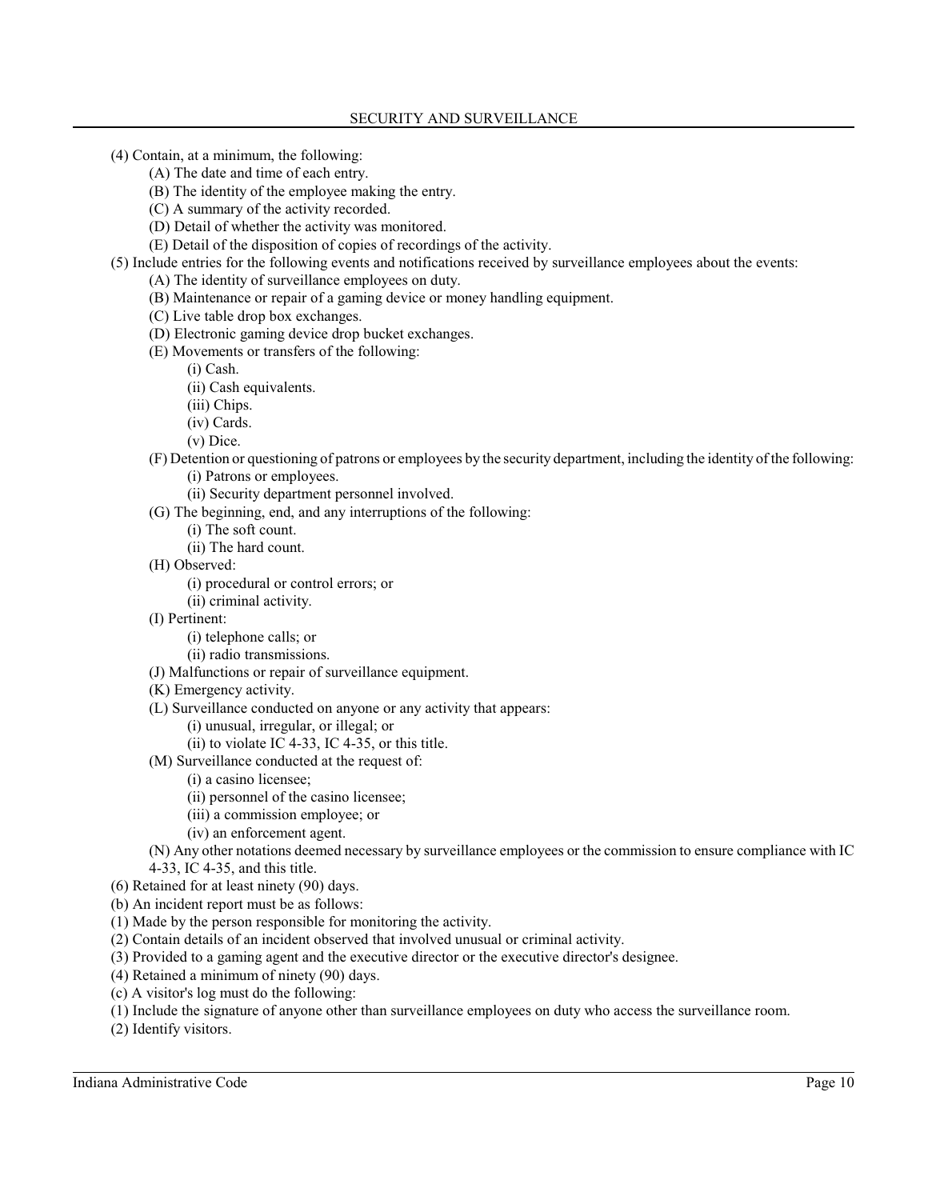(4) Contain, at a minimum, the following:

(A) The date and time of each entry.

(B) The identity of the employee making the entry.

(C) A summary of the activity recorded.

(D) Detail of whether the activity was monitored.

(E) Detail of the disposition of copies of recordings of the activity.

(5) Include entries for the following events and notifications received by surveillance employees about the events:

(A) The identity of surveillance employees on duty.

(B) Maintenance or repair of a gaming device or money handling equipment.

(C) Live table drop box exchanges.

(D) Electronic gaming device drop bucket exchanges.

(E) Movements or transfers of the following:

(i) Cash.

(ii) Cash equivalents.

(iii) Chips.

(iv) Cards.

(v) Dice.

(F) Detention or questioning of patrons or employees by the security department, including the identity of the following:

(i) Patrons or employees.

(ii) Security department personnel involved.

(G) The beginning, end, and any interruptions of the following:

(i) The soft count.

(ii) The hard count.

(H) Observed:

(i) procedural or control errors; or

(ii) criminal activity.

(I) Pertinent:

(i) telephone calls; or

(ii) radio transmissions.

(J) Malfunctions or repair of surveillance equipment.

(K) Emergency activity.

(L) Surveillance conducted on anyone or any activity that appears:

(i) unusual, irregular, or illegal; or

(ii) to violate IC 4-33, IC 4-35, or this title.

(M) Surveillance conducted at the request of:

(i) a casino licensee;

(ii) personnel of the casino licensee;

(iii) a commission employee; or

(iv) an enforcement agent.

(N) Any other notations deemed necessary by surveillance employees or the commission to ensure compliance with IC 4-33, IC 4-35, and this title.

(6) Retained for at least ninety (90) days.

(b) An incident report must be as follows:

(1) Made by the person responsible for monitoring the activity.

(2) Contain details of an incident observed that involved unusual or criminal activity.

(3) Provided to a gaming agent and the executive director or the executive director's designee.

(4) Retained a minimum of ninety (90) days.

(c) A visitor's log must do the following:

(1) Include the signature of anyone other than surveillance employees on duty who access the surveillance room.

(2) Identify visitors.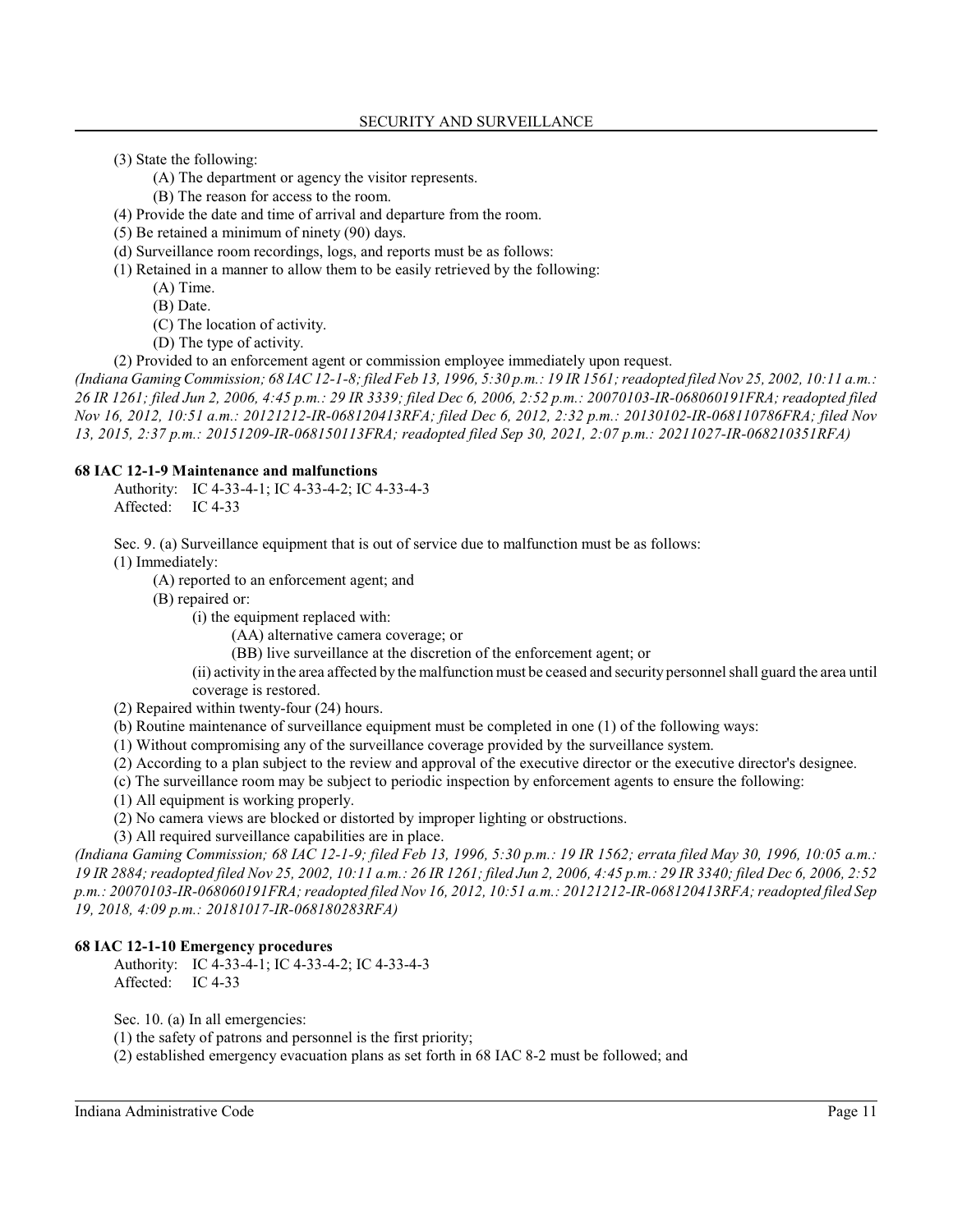(3) State the following:

(A) The department or agency the visitor represents.

(B) The reason for access to the room.

(4) Provide the date and time of arrival and departure from the room.

(5) Be retained a minimum of ninety (90) days.

(d) Surveillance room recordings, logs, and reports must be as follows:

(1) Retained in a manner to allow them to be easily retrieved by the following:

(A) Time.

(B) Date.

(C) The location of activity.

(D) The type of activity.

(2) Provided to an enforcement agent or commission employee immediately upon request.

*(Indiana Gaming Commission; 68 IAC 12-1-8; filed Feb 13, 1996, 5:30 p.m.: 19 IR 1561; readopted filed Nov 25, 2002, 10:11 a.m.: 26 IR 1261; filed Jun 2, 2006, 4:45 p.m.: 29 IR 3339; filed Dec 6, 2006, 2:52 p.m.: 20070103-IR-068060191FRA; readopted filed Nov 16, 2012, 10:51 a.m.: 20121212-IR-068120413RFA; filed Dec 6, 2012, 2:32 p.m.: 20130102-IR-068110786FRA; filed Nov 13, 2015, 2:37 p.m.: 20151209-IR-068150113FRA; readopted filed Sep 30, 2021, 2:07 p.m.: 20211027-IR-068210351RFA)*

**68 IAC 12-1-9 Maintenance and malfunctions**

Authority: IC 4-33-4-1; IC 4-33-4-2; IC 4-33-4-3
Affected: IC 4-33

Sec. 9. (a) Surveillance equipment that is out of service due to malfunction must be as follows:

(1) Immediately:

(A) reported to an enforcement agent; and

(B) repaired or:

(i) the equipment replaced with:

(AA) alternative camera coverage; or

(BB) live surveillance at the discretion of the enforcement agent; or

(ii) activity in the area affected by the malfunction must be ceased and security personnel shall guard the area until coverage is restored.

(2) Repaired within twenty-four (24) hours.

(b) Routine maintenance of surveillance equipment must be completed in one (1) of the following ways:

(1) Without compromising any of the surveillance coverage provided by the surveillance system.

(2) According to a plan subject to the review and approval of the executive director or the executive director's designee.

(c) The surveillance room may be subject to periodic inspection by enforcement agents to ensure the following:

(1) All equipment is working properly.

(2) No camera views are blocked or distorted by improper lighting or obstructions.

(3) All required surveillance capabilities are in place.

*(Indiana Gaming Commission; 68 IAC 12-1-9; filed Feb 13, 1996, 5:30 p.m.: 19 IR 1562; errata filed May 30, 1996, 10:05 a.m.: 19 IR 2884; readopted filed Nov 25, 2002, 10:11 a.m.: 26 IR 1261; filed Jun 2, 2006, 4:45 p.m.: 29 IR 3340; filed Dec 6, 2006, 2:52 p.m.: 20070103-IR-068060191FRA; readopted filed Nov 16, 2012, 10:51 a.m.: 20121212-IR-068120413RFA; readopted filed Sep 19, 2018, 4:09 p.m.: 20181017-IR-068180283RFA)*

**68 IAC 12-1-10 Emergency procedures**

Authority: IC 4-33-4-1; IC 4-33-4-2; IC 4-33-4-3
Affected: IC 4-33

Sec. 10. (a) In all emergencies:

(1) the safety of patrons and personnel is the first priority;

(2) established emergency evacuation plans as set forth in 68 IAC 8-2 must be followed; and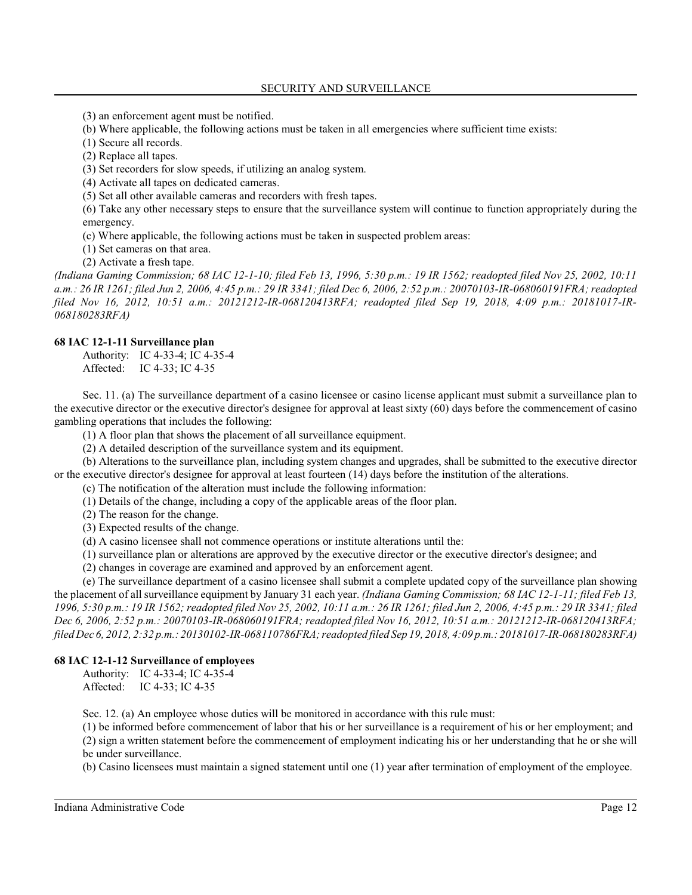(3) an enforcement agent must be notified.

(b) Where applicable, the following actions must be taken in all emergencies where sufficient time exists:

(1) Secure all records.

(2) Replace all tapes.

(3) Set recorders for slow speeds, if utilizing an analog system.

(4) Activate all tapes on dedicated cameras.

(5) Set all other available cameras and recorders with fresh tapes.

(6) Take any other necessary steps to ensure that the surveillance system will continue to function appropriately during the emergency.

(c) Where applicable, the following actions must be taken in suspected problem areas:

(1) Set cameras on that area.

(2) Activate a fresh tape.

*(Indiana Gaming Commission; 68 IAC 12-1-10; filed Feb 13, 1996, 5:30 p.m.: 19 IR 1562; readopted filed Nov 25, 2002, 10:11 a.m.: 26 IR 1261; filed Jun 2, 2006, 4:45 p.m.: 29 IR 3341; filed Dec 6, 2006, 2:52 p.m.: 20070103-IR-068060191FRA; readopted filed Nov 16, 2012, 10:51 a.m.: 20121212-IR-068120413RFA; readopted filed Sep 19, 2018, 4:09 p.m.: 20181017-IR-068180283RFA)*

**68 IAC 12-1-11 Surveillance plan**

Authority: IC 4-33-4; IC 4-35-4
Affected: IC 4-33; IC 4-35

Sec. 11. (a) The surveillance department of a casino licensee or casino license applicant must submit a surveillance plan to the executive director or the executive director's designee for approval at least sixty (60) days before the commencement of casino gambling operations that includes the following:

(1) A floor plan that shows the placement of all surveillance equipment.

(2) A detailed description of the surveillance system and its equipment.

(b) Alterations to the surveillance plan, including system changes and upgrades, shall be submitted to the executive director or the executive director's designee for approval at least fourteen (14) days before the institution of the alterations.

(c) The notification of the alteration must include the following information:

(1) Details of the change, including a copy of the applicable areas of the floor plan.

(2) The reason for the change.

(3) Expected results of the change.

(d) A casino licensee shall not commence operations or institute alterations until the:

(1) surveillance plan or alterations are approved by the executive director or the executive director's designee; and

(2) changes in coverage are examined and approved by an enforcement agent.

(e) The surveillance department of a casino licensee shall submit a complete updated copy of the surveillance plan showing the placement of all surveillance equipment by January 31 each year. *(Indiana Gaming Commission; 68 IAC 12-1-11; filed Feb 13, 1996, 5:30 p.m.: 19 IR 1562; readopted filed Nov 25, 2002, 10:11 a.m.: 26 IR 1261; filed Jun 2, 2006, 4:45 p.m.: 29 IR 3341; filed Dec 6, 2006, 2:52 p.m.: 20070103-IR-068060191FRA; readopted filed Nov 16, 2012, 10:51 a.m.: 20121212-IR-068120413RFA; filed Dec 6, 2012, 2:32 p.m.: 20130102-IR-068110786FRA; readopted filed Sep 19, 2018, 4:09 p.m.: 20181017-IR-068180283RFA)*

**68 IAC 12-1-12 Surveillance of employees**

Authority: IC 4-33-4; IC 4-35-4
Affected: IC 4-33; IC 4-35

Sec. 12. (a) An employee whose duties will be monitored in accordance with this rule must:

(1) be informed before commencement of labor that his or her surveillance is a requirement of his or her employment; and

(2) sign a written statement before the commencement of employment indicating his or her understanding that he or she will be under surveillance.

(b) Casino licensees must maintain a signed statement until one (1) year after termination of employment of the employee.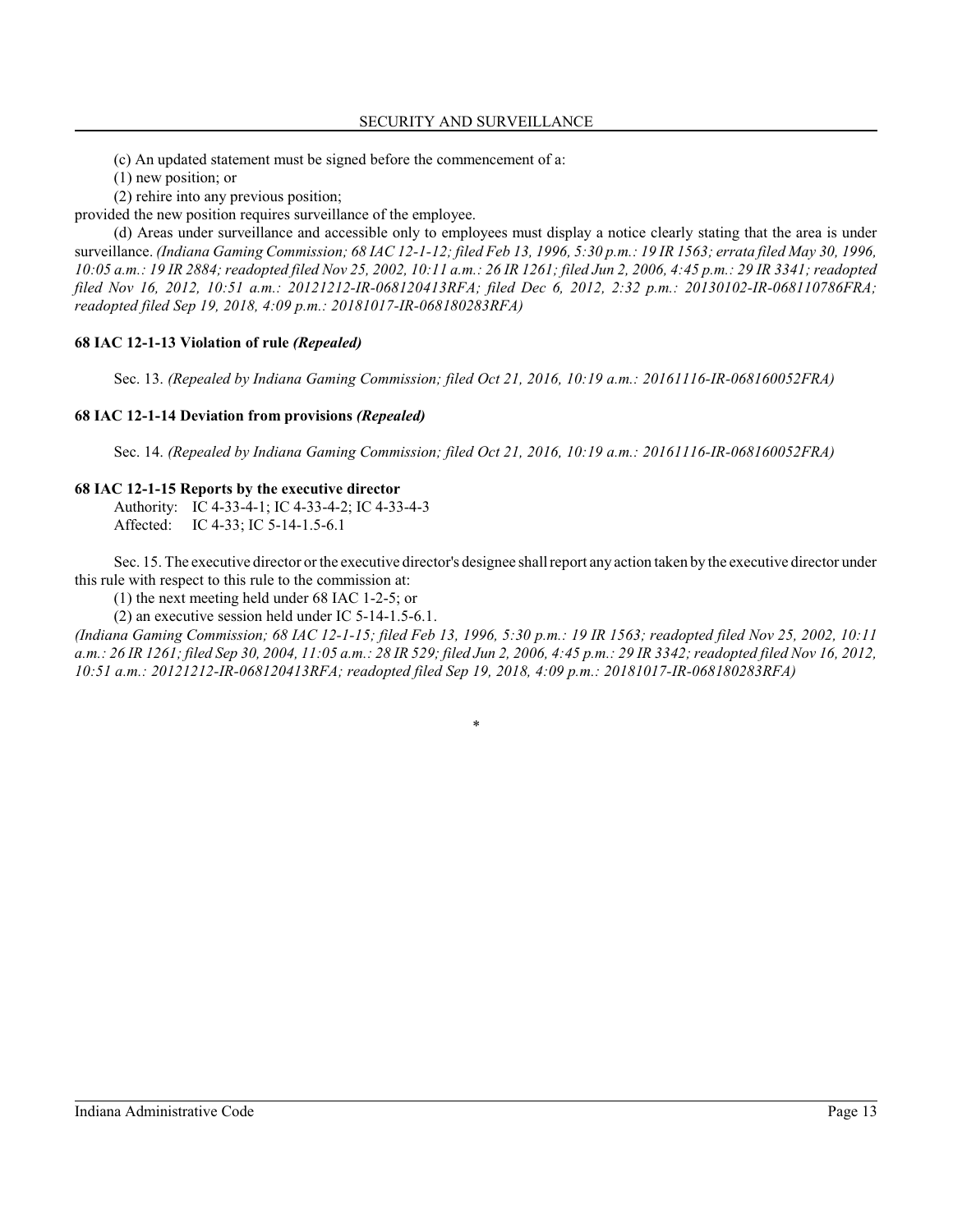(c) An updated statement must be signed before the commencement of a:

(1) new position; or

(2) rehire into any previous position;

provided the new position requires surveillance of the employee.

(d) Areas under surveillance and accessible only to employees must display a notice clearly stating that the area is under surveillance. *(Indiana Gaming Commission; 68 IAC 12-1-12; filed Feb 13, 1996, 5:30 p.m.: 19 IR 1563; errata filed May 30, 1996, 10:05 a.m.: 19 IR 2884; readopted filed Nov 25, 2002, 10:11 a.m.: 26 IR 1261; filed Jun 2, 2006, 4:45 p.m.: 29 IR 3341; readopted filed Nov 16, 2012, 10:51 a.m.: 20121212-IR-068120413RFA; filed Dec 6, 2012, 2:32 p.m.: 20130102-IR-068110786FRA; readopted filed Sep 19, 2018, 4:09 p.m.: 20181017-IR-068180283RFA)*

**68 IAC 12-1-13 Violation of rule *(Repealed)***

Sec. 13. *(Repealed by Indiana Gaming Commission; filed Oct 21, 2016, 10:19 a.m.: 20161116-IR-068160052FRA)*

**68 IAC 12-1-14 Deviation from provisions *(Repealed)***

Sec. 14. *(Repealed by Indiana Gaming Commission; filed Oct 21, 2016, 10:19 a.m.: 20161116-IR-068160052FRA)*

**68 IAC 12-1-15 Reports by the executive director**

Authority: IC 4-33-4-1; IC 4-33-4-2; IC 4-33-4-3
Affected: IC 4-33; IC 5-14-1.5-6.1

Sec. 15. The executive director or the executive director's designee shall report any action taken by the executive director under this rule with respect to this rule to the commission at:

(1) the next meeting held under 68 IAC 1-2-5; or

(2) an executive session held under IC 5-14-1.5-6.1.

*(Indiana Gaming Commission; 68 IAC 12-1-15; filed Feb 13, 1996, 5:30 p.m.: 19 IR 1563; readopted filed Nov 25, 2002, 10:11 a.m.: 26 IR 1261; filed Sep 30, 2004, 11:05 a.m.: 28 IR 529; filed Jun 2, 2006, 4:45 p.m.: 29 IR 3342; readopted filed Nov 16, 2012, 10:51 a.m.: 20121212-IR-068120413RFA; readopted filed Sep 19, 2018, 4:09 p.m.: 20181017-IR-068180283RFA)*

*